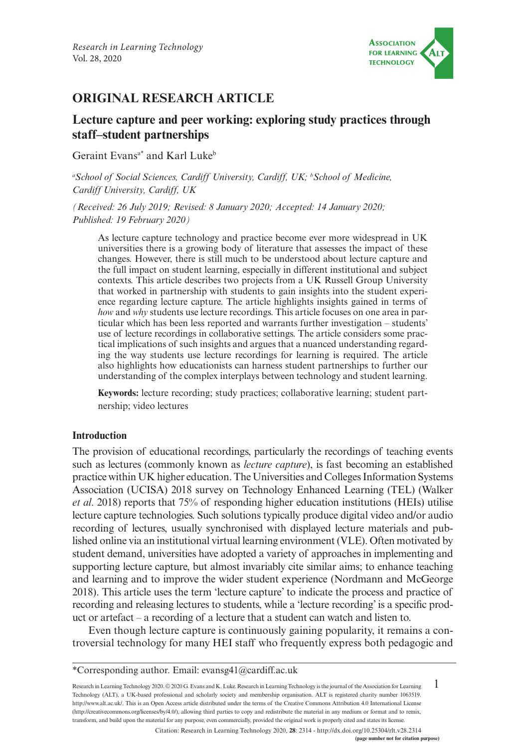# ORIGINAL RESEARCH ARTICLE

## Lecture capture and peer working: exploring study practices through staff–student partnerships

Geraint Evans[a*] and Karl Luke[b]

[a]*School of Social Sciences, Cardiff University, Cardiff, UK;* [b]*School of Medicine, Cardiff University, Cardiff, UK*

*(Received: 26 July 2019; Revised: 8 January 2020; Accepted: 14 January 2020; Published: 19 February 2020)*

As lecture capture technology and practice become ever more widespread in UK universities there is a growing body of literature that assesses the impact of these changes. However, there is still much to be understood about lecture capture and the full impact on student learning, especially in different institutional and subject contexts. This article describes two projects from a UK Russell Group University that worked in partnership with students to gain insights into the student experience regarding lecture capture. The article highlights insights gained in terms of *how* and *why* students use lecture recordings. This article focuses on one area in particular which has been less reported and warrants further investigation – students' use of lecture recordings in collaborative settings. The article considers some practical implications of such insights and argues that a nuanced understanding regarding the way students use lecture recordings for learning is required. The article also highlights how educationists can harness student partnerships to further our understanding of the complex interplays between technology and student learning.

**Keywords:** lecture recording; study practices; collaborative learning; student partnership; video lectures

### Introduction

The provision of educational recordings, particularly the recordings of teaching events such as lectures (commonly known as *lecture capture*), is fast becoming an established practice within UK higher education. The Universities and Colleges Information Systems Association (UCISA) 2018 survey on Technology Enhanced Learning (TEL) (Walker *et al*. 2018) reports that 75% of responding higher education institutions (HEIs) utilise lecture capture technologies. Such solutions typically produce digital video and/or audio recording of lectures, usually synchronised with displayed lecture materials and published online via an institutional virtual learning environment (VLE). Often motivated by student demand, universities have adopted a variety of approaches in implementing and supporting lecture capture, but almost invariably cite similar aims; to enhance teaching and learning and to improve the wider student experience (Nordmann and McGeorge 2018). This article uses the term 'lecture capture' to indicate the process and practice of recording and releasing lectures to students, while a 'lecture recording' is a specific product or artefact – a recording of a lecture that a student can watch and listen to.

Even though lecture capture is continuously gaining popularity, it remains a controversial technology for many HEI staff who frequently express both pedagogic and

*Corresponding author. Email: evansg41@cardiff.ac.uk

Research in Learning Technology 2020. © 2020 G. Evans and K. Luke. Research in Learning Technology is the journal of the Association for Learning Technology (ALT), a UK-based professional and scholarly society and membership organisation. ALT is registered charity number 1063519. http://www.alt.ac.uk/. This is an Open Access article distributed under the terms of the Creative Commons Attribution 4.0 International License (http://creativecommons.org/licenses/by/4.0/), allowing third parties to copy and redistribute the material in any medium or format and to remix, transform, and build upon the material for any purpose, even commercially, provided the original work is properly cited and states its license.

Citation: Research in Learning Technology 2020, **28**: 2314 - http://dx.doi.org/10.25304/rlt.v28.2314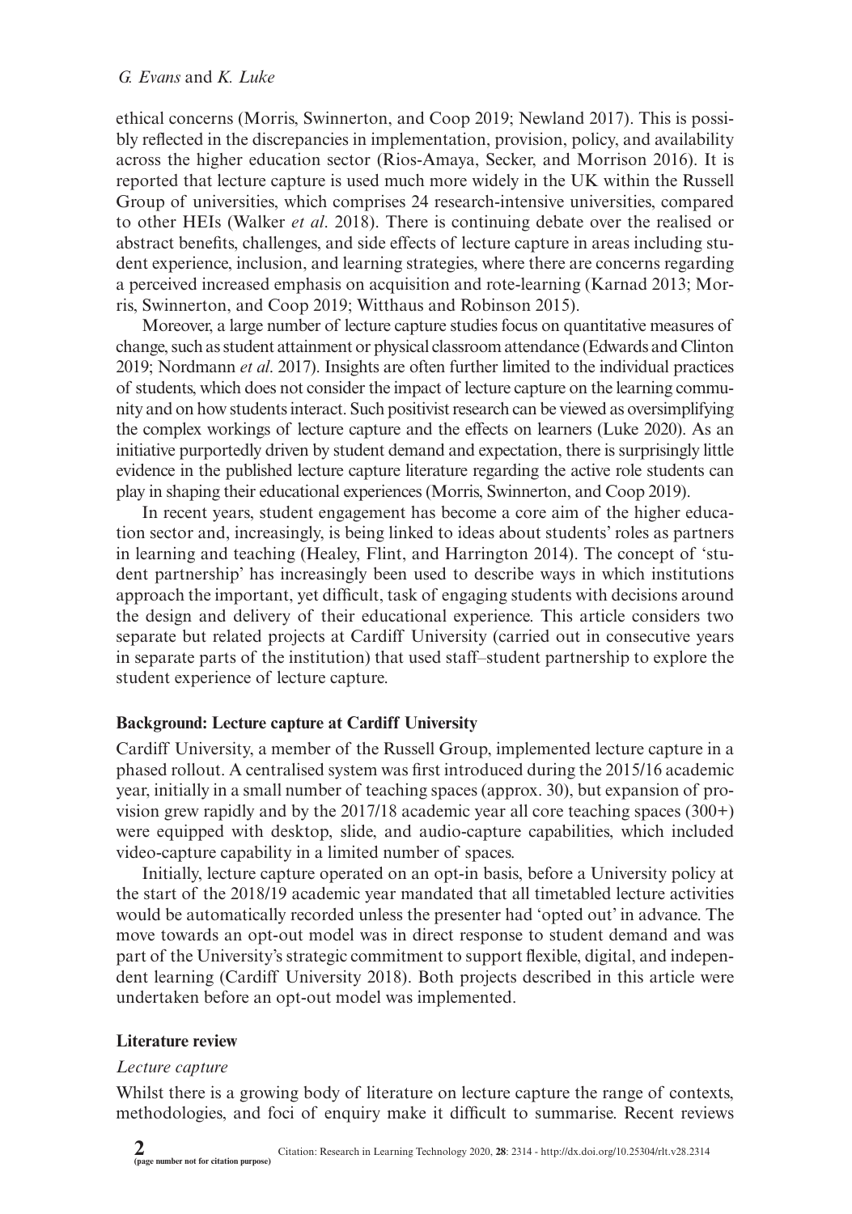ethical concerns (Morris, Swinnerton, and Coop 2019; Newland 2017). This is possibly reflected in the discrepancies in implementation, provision, policy, and availability across the higher education sector (Rios-Amaya, Secker, and Morrison 2016). It is reported that lecture capture is used much more widely in the UK within the Russell Group of universities, which comprises 24 research-intensive universities, compared to other HEIs (Walker *et al*. 2018). There is continuing debate over the realised or abstract benefits, challenges, and side effects of lecture capture in areas including student experience, inclusion, and learning strategies, where there are concerns regarding a perceived increased emphasis on acquisition and rote-learning (Karnad 2013; Morris, Swinnerton, and Coop 2019; Witthaus and Robinson 2015).

Moreover, a large number of lecture capture studies focus on quantitative measures of change, such as student attainment or physical classroom attendance (Edwards and Clinton 2019; Nordmann *et al*. 2017). Insights are often further limited to the individual practices of students, which does not consider the impact of lecture capture on the learning community and on how students interact. Such positivist research can be viewed as oversimplifying the complex workings of lecture capture and the effects on learners (Luke 2020). As an initiative purportedly driven by student demand and expectation, there is surprisingly little evidence in the published lecture capture literature regarding the active role students can play in shaping their educational experiences (Morris, Swinnerton, and Coop 2019).

In recent years, student engagement has become a core aim of the higher education sector and, increasingly, is being linked to ideas about students' roles as partners in learning and teaching (Healey, Flint, and Harrington 2014). The concept of 'student partnership' has increasingly been used to describe ways in which institutions approach the important, yet difficult, task of engaging students with decisions around the design and delivery of their educational experience. This article considers two separate but related projects at Cardiff University (carried out in consecutive years in separate parts of the institution) that used staff–student partnership to explore the student experience of lecture capture.

## Background: Lecture capture at Cardiff University

Cardiff University, a member of the Russell Group, implemented lecture capture in a phased rollout. A centralised system was first introduced during the 2015/16 academic year, initially in a small number of teaching spaces (approx. 30), but expansion of provision grew rapidly and by the 2017/18 academic year all core teaching spaces (300+) were equipped with desktop, slide, and audio-capture capabilities, which included video-capture capability in a limited number of spaces.

Initially, lecture capture operated on an opt-in basis, before a University policy at the start of the 2018/19 academic year mandated that all timetabled lecture activities would be automatically recorded unless the presenter had 'opted out' in advance. The move towards an opt-out model was in direct response to student demand and was part of the University's strategic commitment to support flexible, digital, and independent learning (Cardiff University 2018). Both projects described in this article were undertaken before an opt-out model was implemented.

## Literature review

### *Lecture capture*

Whilst there is a growing body of literature on lecture capture the range of contexts, methodologies, and foci of enquiry make it difficult to summarise. Recent reviews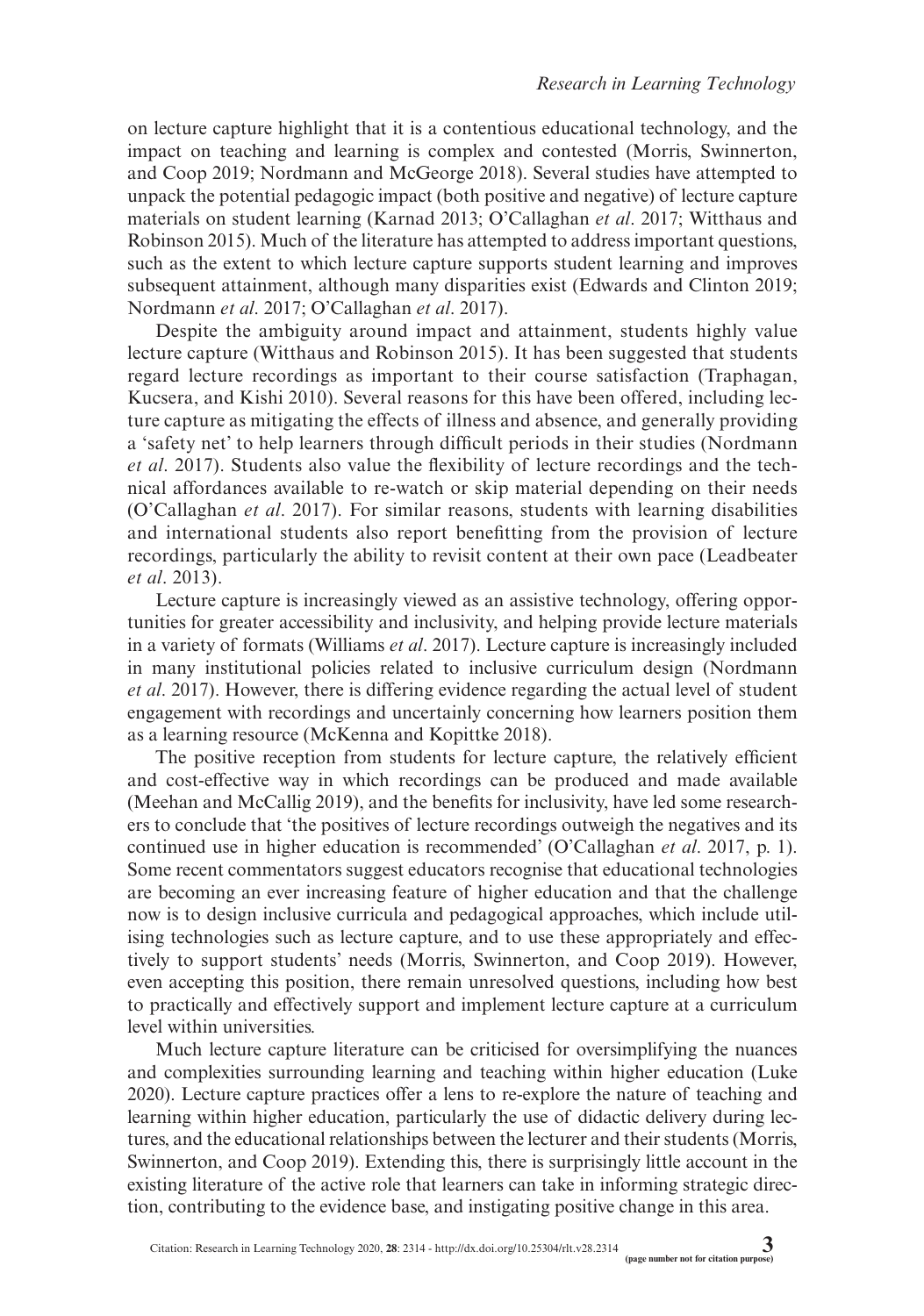on lecture capture highlight that it is a contentious educational technology, and the impact on teaching and learning is complex and contested (Morris, Swinnerton, and Coop 2019; Nordmann and McGeorge 2018). Several studies have attempted to unpack the potential pedagogic impact (both positive and negative) of lecture capture materials on student learning (Karnad 2013; O'Callaghan *et al*. 2017; Witthaus and Robinson 2015). Much of the literature has attempted to address important questions, such as the extent to which lecture capture supports student learning and improves subsequent attainment, although many disparities exist (Edwards and Clinton 2019; Nordmann *et al*. 2017; O'Callaghan *et al*. 2017).

Despite the ambiguity around impact and attainment, students highly value lecture capture (Witthaus and Robinson 2015). It has been suggested that students regard lecture recordings as important to their course satisfaction (Traphagan, Kucsera, and Kishi 2010). Several reasons for this have been offered, including lecture capture as mitigating the effects of illness and absence, and generally providing a 'safety net' to help learners through difficult periods in their studies (Nordmann *et al*. 2017). Students also value the flexibility of lecture recordings and the technical affordances available to re-watch or skip material depending on their needs (O'Callaghan *et al*. 2017). For similar reasons, students with learning disabilities and international students also report benefitting from the provision of lecture recordings, particularly the ability to revisit content at their own pace (Leadbeater *et al*. 2013).

Lecture capture is increasingly viewed as an assistive technology, offering opportunities for greater accessibility and inclusivity, and helping provide lecture materials in a variety of formats (Williams *et al*. 2017). Lecture capture is increasingly included in many institutional policies related to inclusive curriculum design (Nordmann *et al*. 2017). However, there is differing evidence regarding the actual level of student engagement with recordings and uncertainly concerning how learners position them as a learning resource (McKenna and Kopittke 2018).

The positive reception from students for lecture capture, the relatively efficient and cost-effective way in which recordings can be produced and made available (Meehan and McCallig 2019), and the benefits for inclusivity, have led some researchers to conclude that 'the positives of lecture recordings outweigh the negatives and its continued use in higher education is recommended' (O'Callaghan *et al*. 2017, p. 1). Some recent commentators suggest educators recognise that educational technologies are becoming an ever increasing feature of higher education and that the challenge now is to design inclusive curricula and pedagogical approaches, which include utilising technologies such as lecture capture, and to use these appropriately and effectively to support students' needs (Morris, Swinnerton, and Coop 2019). However, even accepting this position, there remain unresolved questions, including how best to practically and effectively support and implement lecture capture at a curriculum level within universities.

Much lecture capture literature can be criticised for oversimplifying the nuances and complexities surrounding learning and teaching within higher education (Luke 2020). Lecture capture practices offer a lens to re-explore the nature of teaching and learning within higher education, particularly the use of didactic delivery during lectures, and the educational relationships between the lecturer and their students (Morris, Swinnerton, and Coop 2019). Extending this, there is surprisingly little account in the existing literature of the active role that learners can take in informing strategic direction, contributing to the evidence base, and instigating positive change in this area.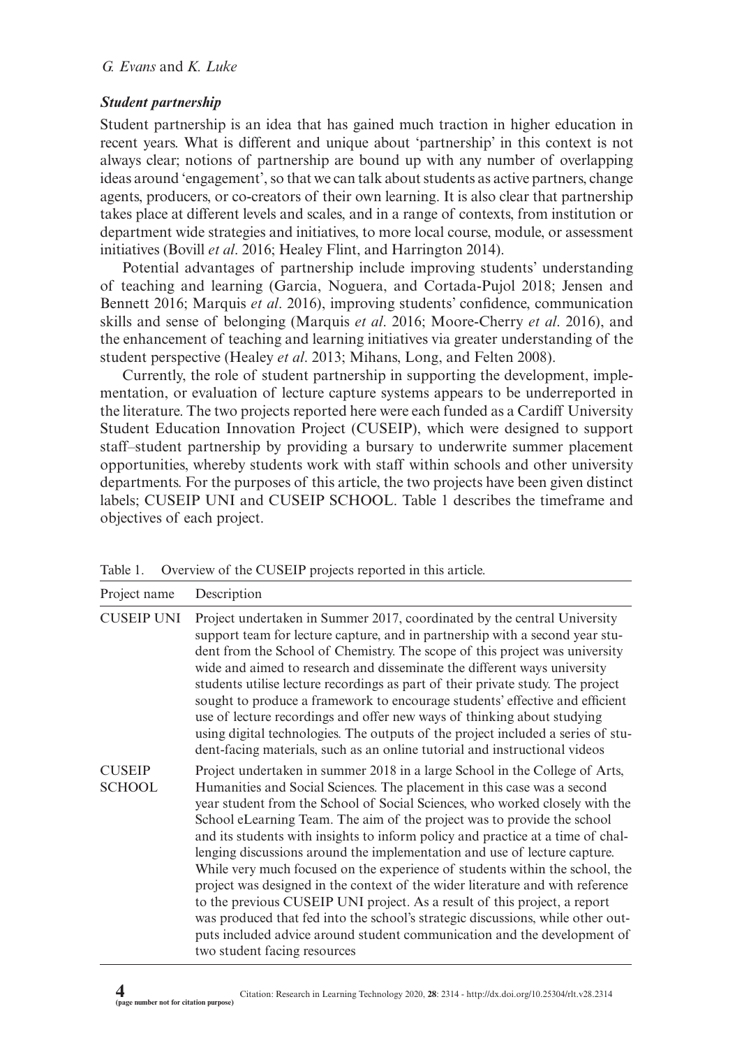### *Student partnership*

Student partnership is an idea that has gained much traction in higher education in recent years. What is different and unique about 'partnership' in this context is not always clear; notions of partnership are bound up with any number of overlapping ideas around 'engagement', so that we can talk about students as active partners, change agents, producers, or co-creators of their own learning. It is also clear that partnership takes place at different levels and scales, and in a range of contexts, from institution or department wide strategies and initiatives, to more local course, module, or assessment initiatives (Bovill *et al*. 2016; Healey Flint, and Harrington 2014).

Potential advantages of partnership include improving students' understanding of teaching and learning (Garcia, Noguera, and Cortada-Pujol 2018; Jensen and Bennett 2016; Marquis *et al*. 2016), improving students' confidence, communication skills and sense of belonging (Marquis *et al*. 2016; Moore-Cherry *et al*. 2016), and the enhancement of teaching and learning initiatives via greater understanding of the student perspective (Healey *et al*. 2013; Mihans, Long, and Felten 2008).

Currently, the role of student partnership in supporting the development, implementation, or evaluation of lecture capture systems appears to be underreported in the literature. The two projects reported here were each funded as a Cardiff University Student Education Innovation Project (CUSEIP), which were designed to support staff–student partnership by providing a bursary to underwrite summer placement opportunities, whereby students work with staff within schools and other university departments. For the purposes of this article, the two projects have been given distinct labels; CUSEIP UNI and CUSEIP SCHOOL. Table 1 describes the timeframe and objectives of each project.

Table 1. Overview of the CUSEIP projects reported in this article.

| Project name | Description |
|---|---|
| CUSEIP UNI | Project undertaken in Summer 2017, coordinated by the central University support team for lecture capture, and in partnership with a second year student from the School of Chemistry. The scope of this project was university wide and aimed to research and disseminate the different ways university students utilise lecture recordings as part of their private study. The project sought to produce a framework to encourage students' effective and efficient use of lecture recordings and offer new ways of thinking about studying using digital technologies. The outputs of the project included a series of student-facing materials, such as an online tutorial and instructional videos |
| CUSEIP SCHOOL | Project undertaken in summer 2018 in a large School in the College of Arts, Humanities and Social Sciences. The placement in this case was a second year student from the School of Social Sciences, who worked closely with the School eLearning Team. The aim of the project was to provide the school and its students with insights to inform policy and practice at a time of challenging discussions around the implementation and use of lecture capture. While very much focused on the experience of students within the school, the project was designed in the context of the wider literature and with reference to the previous CUSEIP UNI project. As a result of this project, a report was produced that fed into the school's strategic discussions, while other outputs included advice around student communication and the development of two student facing resources |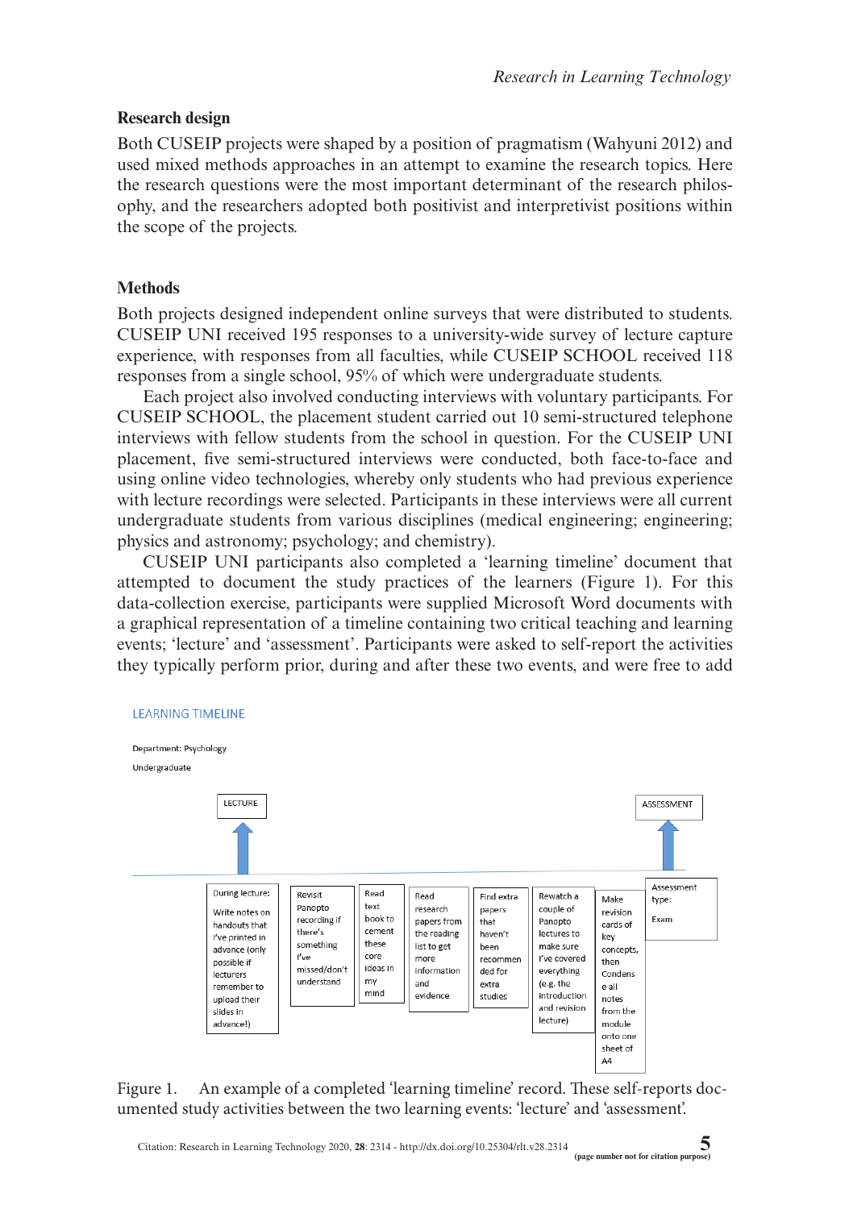## Research design

Both CUSEIP projects were shaped by a position of pragmatism (Wahyuni 2012) and used mixed methods approaches in an attempt to examine the research topics. Here the research questions were the most important determinant of the research philosophy, and the researchers adopted both positivist and interpretivist positions within the scope of the projects.

## Methods

Both projects designed independent online surveys that were distributed to students. CUSEIP UNI received 195 responses to a university-wide survey of lecture capture experience, with responses from all faculties, while CUSEIP SCHOOL received 118 responses from a single school, 95% of which were undergraduate students.

Each project also involved conducting interviews with voluntary participants. For CUSEIP SCHOOL, the placement student carried out 10 semi-structured telephone interviews with fellow students from the school in question. For the CUSEIP UNI placement, five semi-structured interviews were conducted, both face-to-face and using online video technologies, whereby only students who had previous experience with lecture recordings were selected. Participants in these interviews were all current undergraduate students from various disciplines (medical engineering; engineering; physics and astronomy; psychology; and chemistry).

CUSEIP UNI participants also completed a 'learning timeline' document that attempted to document the study practices of the learners (Figure 1). For this data-collection exercise, participants were supplied Microsoft Word documents with a graphical representation of a timeline containing two critical teaching and learning events; 'lecture' and 'assessment'. Participants were asked to self-report the activities they typically perform prior, during and after these two events, and were free to add

LEARNING TIMELINE

Department: Psychology

Undergraduate

LECTURE → ASSESSMENT

| During lecture: Write notes on handouts that I've printed in advance (only possible if lecturers remember to upload their slides in advance!) | Revisit Panopto recording if there's something I've missed/don't understand | Read text book to cement these core ideas in my mind | Read research papers from the reading list to get more information and evidence | Find extra papers that haven't been recommended for extra studies | Rewatch a couple of Panopto lectures to make sure I've covered everything (e.g. the introduction and revision lecture) | Make revision cards of key concepts, then Condense all notes from the module onto one sheet of A4 | Assessment type: Exam |
|---|---|---|---|---|---|---|---|

Figure 1. An example of a completed 'learning timeline' record. These self-reports documented study activities between the two learning events: 'lecture' and 'assessment'.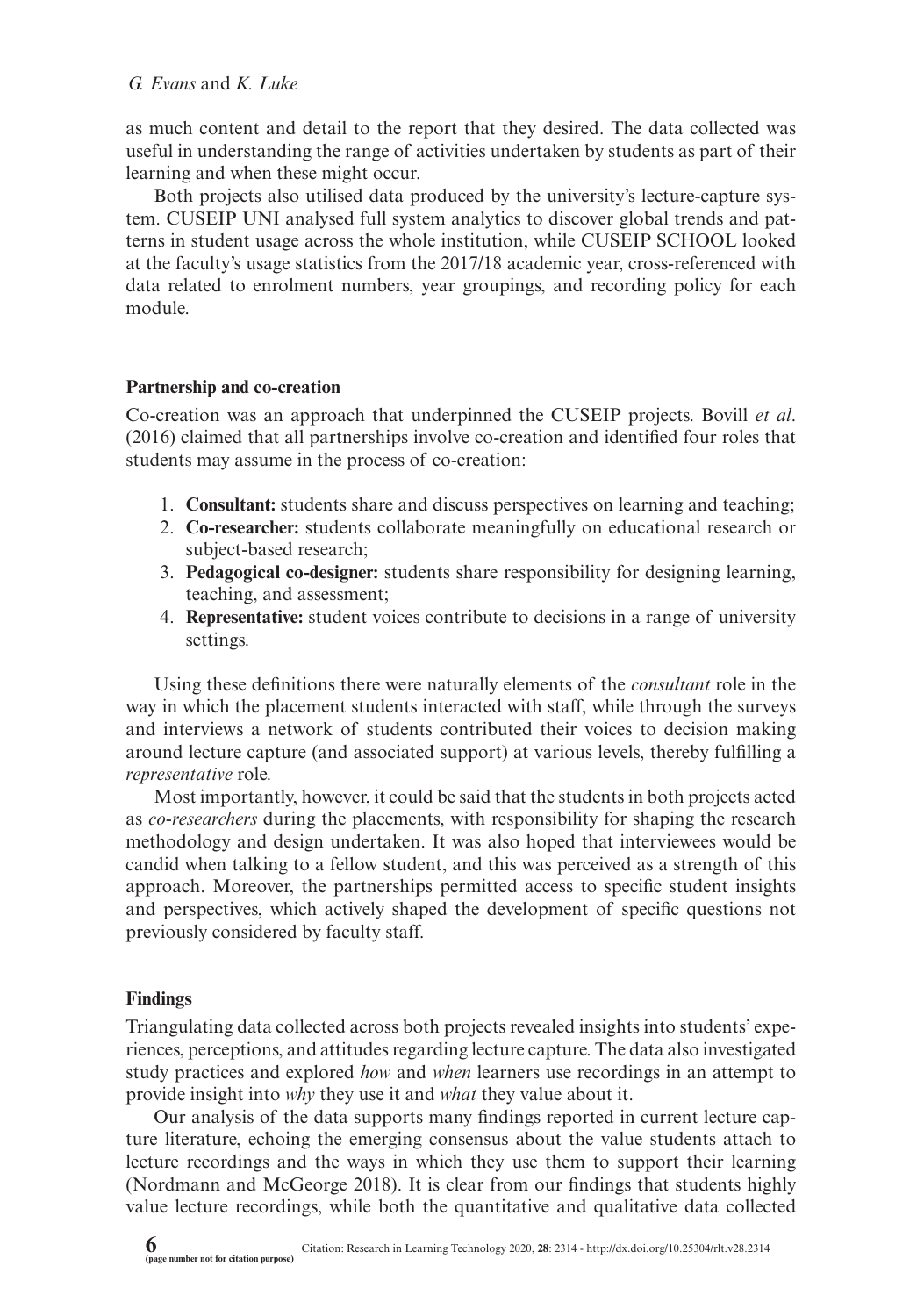as much content and detail to the report that they desired. The data collected was useful in understanding the range of activities undertaken by students as part of their learning and when these might occur.

Both projects also utilised data produced by the university's lecture-capture system. CUSEIP UNI analysed full system analytics to discover global trends and patterns in student usage across the whole institution, while CUSEIP SCHOOL looked at the faculty's usage statistics from the 2017/18 academic year, cross-referenced with data related to enrolment numbers, year groupings, and recording policy for each module.

### Partnership and co-creation

Co-creation was an approach that underpinned the CUSEIP projects. Bovill *et al*. (2016) claimed that all partnerships involve co-creation and identified four roles that students may assume in the process of co-creation:

1. **Consultant:** students share and discuss perspectives on learning and teaching;
2. **Co-researcher:** students collaborate meaningfully on educational research or subject-based research;
3. **Pedagogical co-designer:** students share responsibility for designing learning, teaching, and assessment;
4. **Representative:** student voices contribute to decisions in a range of university settings.

Using these definitions there were naturally elements of the *consultant* role in the way in which the placement students interacted with staff, while through the surveys and interviews a network of students contributed their voices to decision making around lecture capture (and associated support) at various levels, thereby fulfilling a *representative* role.

Most importantly, however, it could be said that the students in both projects acted as *co-researchers* during the placements, with responsibility for shaping the research methodology and design undertaken. It was also hoped that interviewees would be candid when talking to a fellow student, and this was perceived as a strength of this approach. Moreover, the partnerships permitted access to specific student insights and perspectives, which actively shaped the development of specific questions not previously considered by faculty staff.

### Findings

Triangulating data collected across both projects revealed insights into students' experiences, perceptions, and attitudes regarding lecture capture. The data also investigated study practices and explored *how* and *when* learners use recordings in an attempt to provide insight into *why* they use it and *what* they value about it.

Our analysis of the data supports many findings reported in current lecture capture literature, echoing the emerging consensus about the value students attach to lecture recordings and the ways in which they use them to support their learning (Nordmann and McGeorge 2018). It is clear from our findings that students highly value lecture recordings, while both the quantitative and qualitative data collected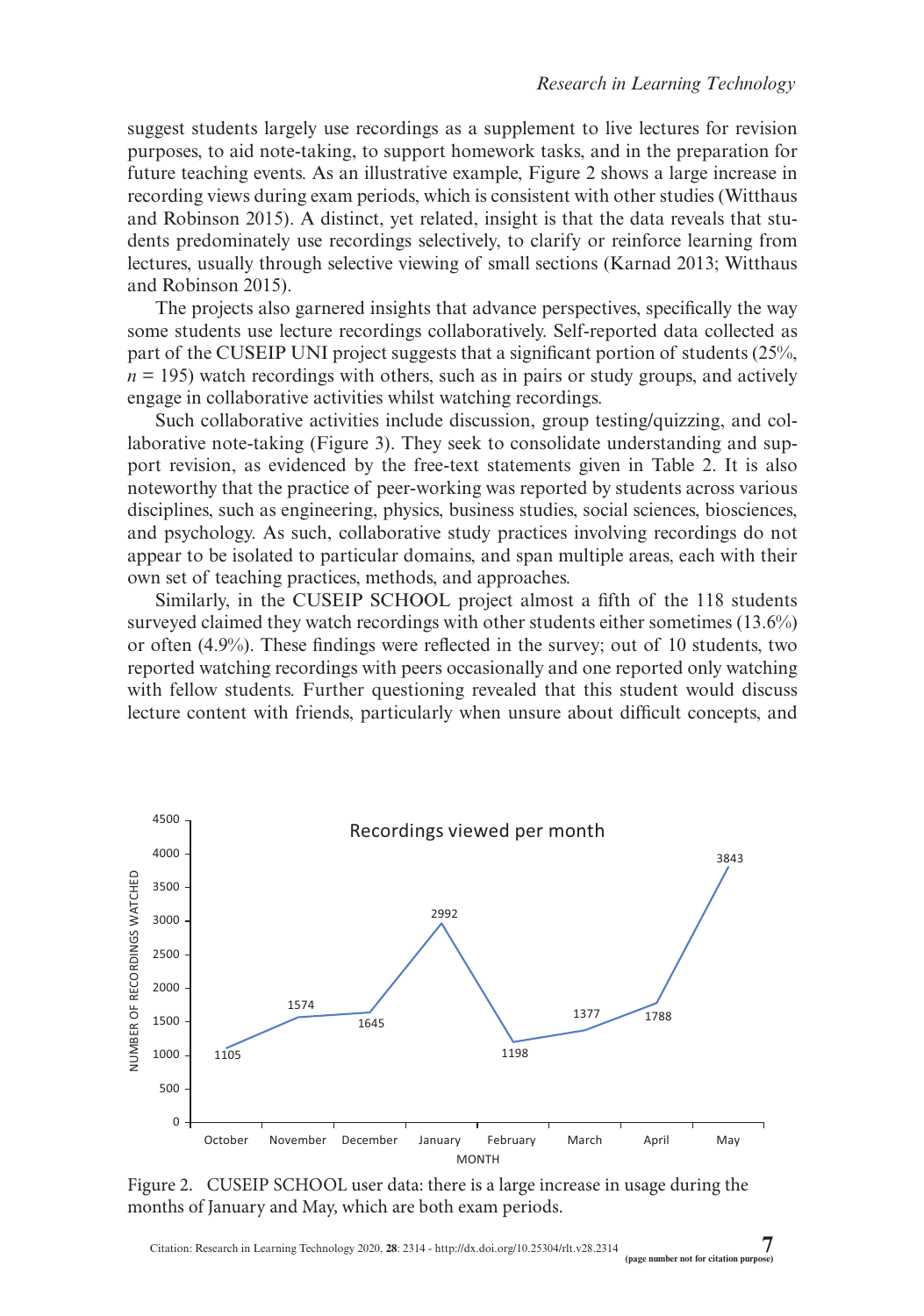suggest students largely use recordings as a supplement to live lectures for revision purposes, to aid note-taking, to support homework tasks, and in the preparation for future teaching events. As an illustrative example, Figure 2 shows a large increase in recording views during exam periods, which is consistent with other studies (Witthaus and Robinson 2015). A distinct, yet related, insight is that the data reveals that students predominately use recordings selectively, to clarify or reinforce learning from lectures, usually through selective viewing of small sections (Karnad 2013; Witthaus and Robinson 2015).

The projects also garnered insights that advance perspectives, specifically the way some students use lecture recordings collaboratively. Self-reported data collected as part of the CUSEIP UNI project suggests that a significant portion of students (25%, $n = 195$) watch recordings with others, such as in pairs or study groups, and actively engage in collaborative activities whilst watching recordings.

Such collaborative activities include discussion, group testing/quizzing, and collaborative note-taking (Figure 3). They seek to consolidate understanding and support revision, as evidenced by the free-text statements given in Table 2. It is also noteworthy that the practice of peer-working was reported by students across various disciplines, such as engineering, physics, business studies, social sciences, biosciences, and psychology. As such, collaborative study practices involving recordings do not appear to be isolated to particular domains, and span multiple areas, each with their own set of teaching practices, methods, and approaches.

Similarly, in the CUSEIP SCHOOL project almost a fifth of the 118 students surveyed claimed they watch recordings with other students either sometimes (13.6%) or often (4.9%). These findings were reflected in the survey; out of 10 students, two reported watching recordings with peers occasionally and one reported only watching with fellow students. Further questioning revealed that this student would discuss lecture content with friends, particularly when unsure about difficult concepts, and

Recordings viewed per month

| MONTH | NUMBER OF RECORDINGS WATCHED |
|---|---|
| October | 1105 |
| November | 1574 |
| December | 1645 |
| January | 2992 |
| February | 1198 |
| March | 1377 |
| April | 1788 |
| May | 3843 |

Figure 2. CUSEIP SCHOOL user data: there is a large increase in usage during the months of January and May, which are both exam periods.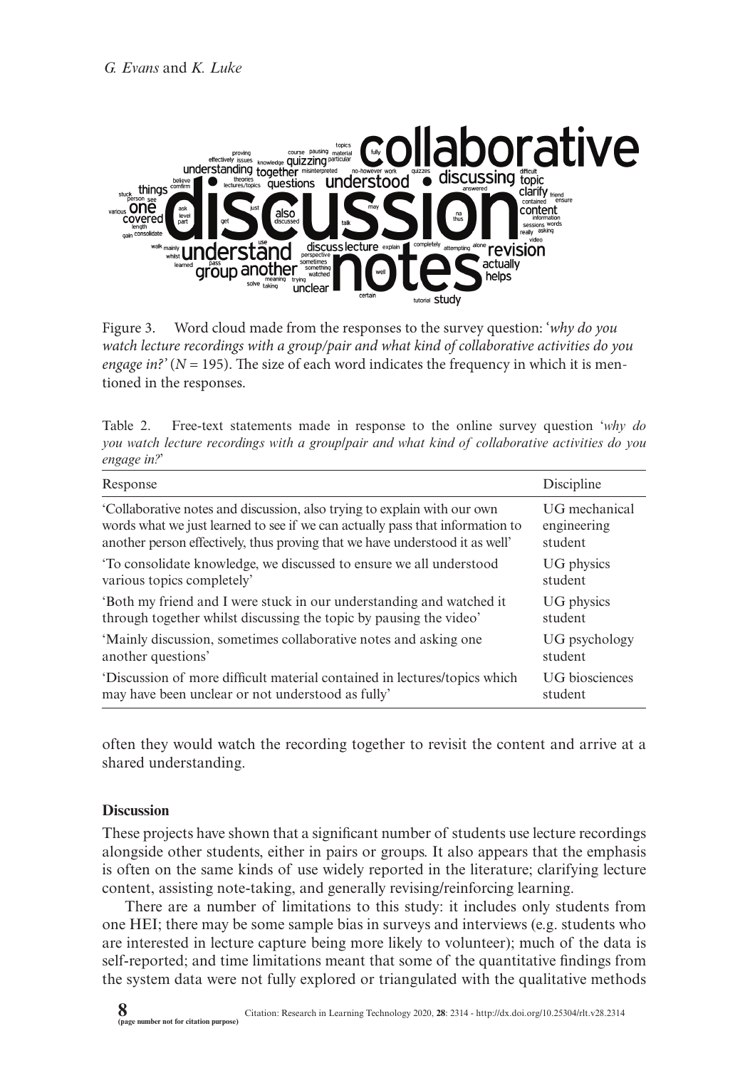Figure 3. Word cloud made from the responses to the survey question: '*why do you watch lecture recordings with a group/pair and what kind of collaborative activities do you engage in?*' (*N* = 195). The size of each word indicates the frequency in which it is mentioned in the responses.

Table 2. Free-text statements made in response to the online survey question '*why do you watch lecture recordings with a group/pair and what kind of collaborative activities do you engage in?*'

| Response | Discipline |
|---|---|
| 'Collaborative notes and discussion, also trying to explain with our own words what we just learned to see if we can actually pass that information to another person effectively, thus proving that we have understood it as well' | UG mechanical engineering student |
| 'To consolidate knowledge, we discussed to ensure we all understood various topics completely' | UG physics student |
| 'Both my friend and I were stuck in our understanding and watched it through together whilst discussing the topic by pausing the video' | UG physics student |
| 'Mainly discussion, sometimes collaborative notes and asking one another questions' | UG psychology student |
| 'Discussion of more difficult material contained in lectures/topics which may have been unclear or not understood as fully' | UG biosciences student |

often they would watch the recording together to revisit the content and arrive at a shared understanding.

## Discussion

These projects have shown that a significant number of students use lecture recordings alongside other students, either in pairs or groups. It also appears that the emphasis is often on the same kinds of use widely reported in the literature; clarifying lecture content, assisting note-taking, and generally revising/reinforcing learning.

There are a number of limitations to this study: it includes only students from one HEI; there may be some sample bias in surveys and interviews (e.g. students who are interested in lecture capture being more likely to volunteer); much of the data is self-reported; and time limitations meant that some of the quantitative findings from the system data were not fully explored or triangulated with the qualitative methods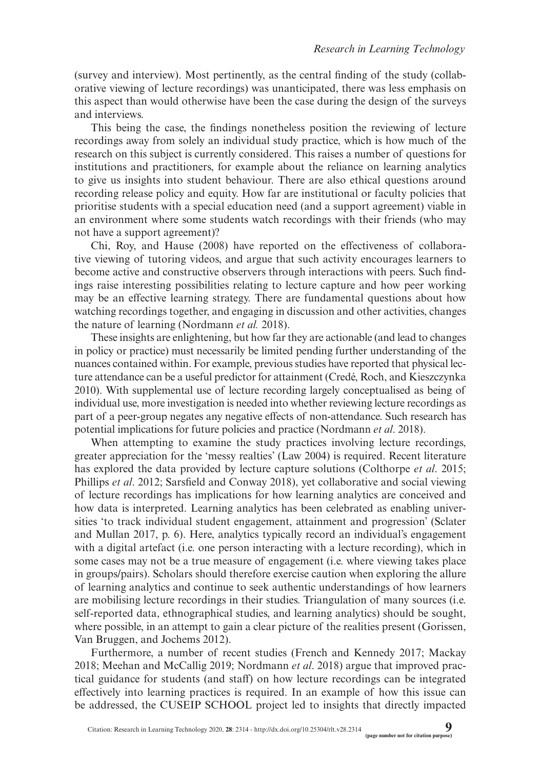(survey and interview). Most pertinently, as the central finding of the study (collaborative viewing of lecture recordings) was unanticipated, there was less emphasis on this aspect than would otherwise have been the case during the design of the surveys and interviews.

This being the case, the findings nonetheless position the reviewing of lecture recordings away from solely an individual study practice, which is how much of the research on this subject is currently considered. This raises a number of questions for institutions and practitioners, for example about the reliance on learning analytics to give us insights into student behaviour. There are also ethical questions around recording release policy and equity. How far are institutional or faculty policies that prioritise students with a special education need (and a support agreement) viable in an environment where some students watch recordings with their friends (who may not have a support agreement)?

Chi, Roy, and Hause (2008) have reported on the effectiveness of collaborative viewing of tutoring videos, and argue that such activity encourages learners to become active and constructive observers through interactions with peers. Such findings raise interesting possibilities relating to lecture capture and how peer working may be an effective learning strategy. There are fundamental questions about how watching recordings together, and engaging in discussion and other activities, changes the nature of learning (Nordmann *et al.* 2018).

These insights are enlightening, but how far they are actionable (and lead to changes in policy or practice) must necessarily be limited pending further understanding of the nuances contained within. For example, previous studies have reported that physical lecture attendance can be a useful predictor for attainment (Credé, Roch, and Kieszczynka 2010). With supplemental use of lecture recording largely conceptualised as being of individual use, more investigation is needed into whether reviewing lecture recordings as part of a peer-group negates any negative effects of non-attendance. Such research has potential implications for future policies and practice (Nordmann *et al*. 2018).

When attempting to examine the study practices involving lecture recordings, greater appreciation for the 'messy realties' (Law 2004) is required. Recent literature has explored the data provided by lecture capture solutions (Colthorpe *et al*. 2015; Phillips *et al*. 2012; Sarsfield and Conway 2018), yet collaborative and social viewing of lecture recordings has implications for how learning analytics are conceived and how data is interpreted. Learning analytics has been celebrated as enabling universities 'to track individual student engagement, attainment and progression' (Sclater and Mullan 2017, p. 6). Here, analytics typically record an individual's engagement with a digital artefact (i.e. one person interacting with a lecture recording), which in some cases may not be a true measure of engagement (i.e. where viewing takes place in groups/pairs). Scholars should therefore exercise caution when exploring the allure of learning analytics and continue to seek authentic understandings of how learners are mobilising lecture recordings in their studies. Triangulation of many sources (i.e. self-reported data, ethnographical studies, and learning analytics) should be sought, where possible, in an attempt to gain a clear picture of the realities present (Gorissen, Van Bruggen, and Jochems 2012).

Furthermore, a number of recent studies (French and Kennedy 2017; Mackay 2018; Meehan and McCallig 2019; Nordmann *et al*. 2018) argue that improved practical guidance for students (and staff) on how lecture recordings can be integrated effectively into learning practices is required. In an example of how this issue can be addressed, the CUSEIP SCHOOL project led to insights that directly impacted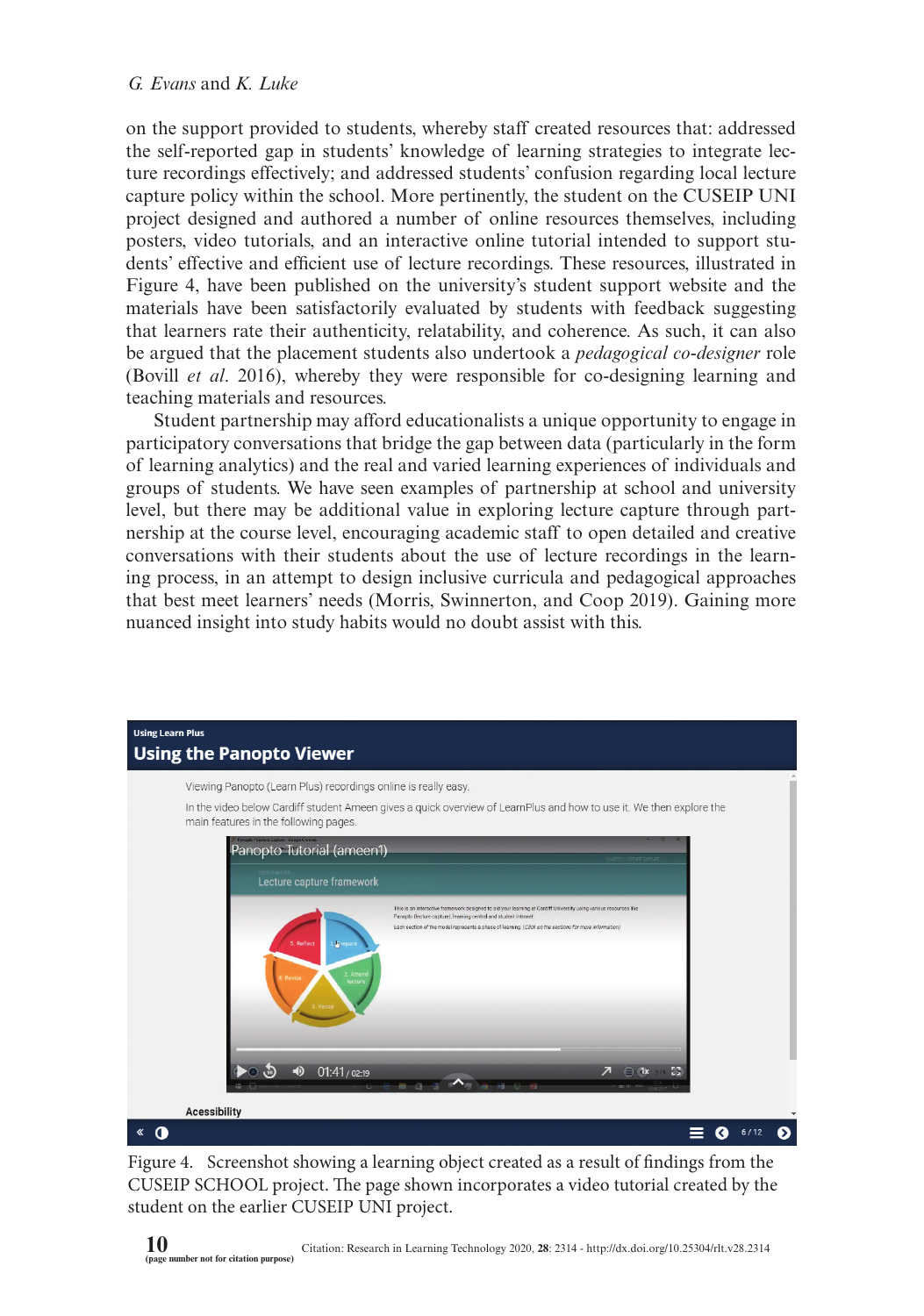on the support provided to students, whereby staff created resources that: addressed the self-reported gap in students' knowledge of learning strategies to integrate lecture recordings effectively; and addressed students' confusion regarding local lecture capture policy within the school. More pertinently, the student on the CUSEIP UNI project designed and authored a number of online resources themselves, including posters, video tutorials, and an interactive online tutorial intended to support students' effective and efficient use of lecture recordings. These resources, illustrated in Figure 4, have been published on the university's student support website and the materials have been satisfactorily evaluated by students with feedback suggesting that learners rate their authenticity, relatability, and coherence. As such, it can also be argued that the placement students also undertook a *pedagogical co-designer* role (Bovill *et al*. 2016), whereby they were responsible for co-designing learning and teaching materials and resources.

Student partnership may afford educationalists a unique opportunity to engage in participatory conversations that bridge the gap between data (particularly in the form of learning analytics) and the real and varied learning experiences of individuals and groups of students. We have seen examples of partnership at school and university level, but there may be additional value in exploring lecture capture through partnership at the course level, encouraging academic staff to open detailed and creative conversations with their students about the use of lecture recordings in the learning process, in an attempt to design inclusive curricula and pedagogical approaches that best meet learners' needs (Morris, Swinnerton, and Coop 2019). Gaining more nuanced insight into study habits would no doubt assist with this.

Figure 4. Screenshot showing a learning object created as a result of findings from the CUSEIP SCHOOL project. The page shown incorporates a video tutorial created by the student on the earlier CUSEIP UNI project.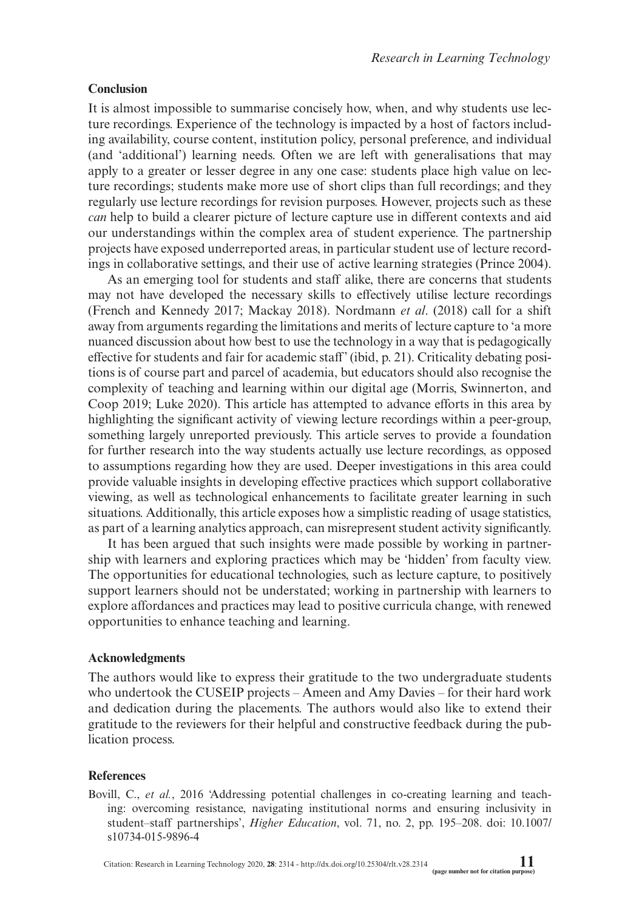### Conclusion

It is almost impossible to summarise concisely how, when, and why students use lecture recordings. Experience of the technology is impacted by a host of factors including availability, course content, institution policy, personal preference, and individual (and 'additional') learning needs. Often we are left with generalisations that may apply to a greater or lesser degree in any one case: students place high value on lecture recordings; students make more use of short clips than full recordings; and they regularly use lecture recordings for revision purposes. However, projects such as these *can* help to build a clearer picture of lecture capture use in different contexts and aid our understandings within the complex area of student experience. The partnership projects have exposed underreported areas, in particular student use of lecture recordings in collaborative settings, and their use of active learning strategies (Prince 2004).

As an emerging tool for students and staff alike, there are concerns that students may not have developed the necessary skills to effectively utilise lecture recordings (French and Kennedy 2017; Mackay 2018). Nordmann *et al*. (2018) call for a shift away from arguments regarding the limitations and merits of lecture capture to 'a more nuanced discussion about how best to use the technology in a way that is pedagogically effective for students and fair for academic staff' (ibid, p. 21). Criticality debating positions is of course part and parcel of academia, but educators should also recognise the complexity of teaching and learning within our digital age (Morris, Swinnerton, and Coop 2019; Luke 2020). This article has attempted to advance efforts in this area by highlighting the significant activity of viewing lecture recordings within a peer-group, something largely unreported previously. This article serves to provide a foundation for further research into the way students actually use lecture recordings, as opposed to assumptions regarding how they are used. Deeper investigations in this area could provide valuable insights in developing effective practices which support collaborative viewing, as well as technological enhancements to facilitate greater learning in such situations. Additionally, this article exposes how a simplistic reading of usage statistics, as part of a learning analytics approach, can misrepresent student activity significantly.

It has been argued that such insights were made possible by working in partnership with learners and exploring practices which may be 'hidden' from faculty view. The opportunities for educational technologies, such as lecture capture, to positively support learners should not be understated; working in partnership with learners to explore affordances and practices may lead to positive curricula change, with renewed opportunities to enhance teaching and learning.

### Acknowledgments

The authors would like to express their gratitude to the two undergraduate students who undertook the CUSEIP projects – Ameen and Amy Davies – for their hard work and dedication during the placements. The authors would also like to extend their gratitude to the reviewers for their helpful and constructive feedback during the publication process.

### References

Bovill, C., *et al.*, 2016 'Addressing potential challenges in co-creating learning and teaching: overcoming resistance, navigating institutional norms and ensuring inclusivity in student–staff partnerships', *Higher Education*, vol. 71, no. 2, pp. 195–208. doi: 10.1007/s10734-015-9896-4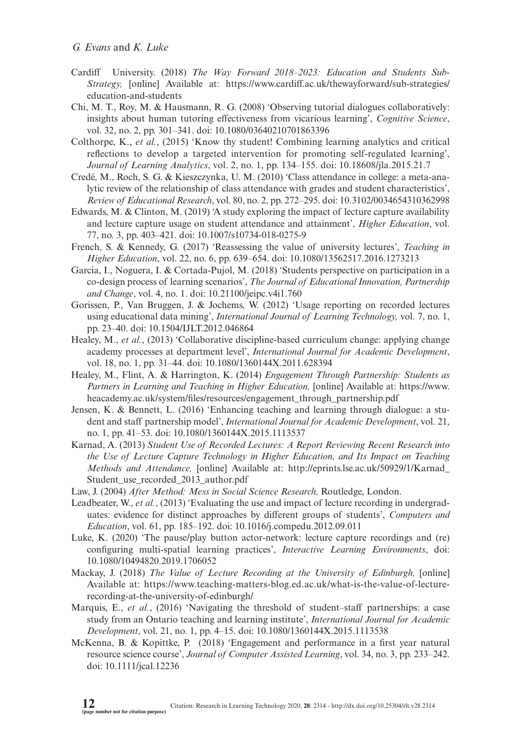Cardiff University. (2018) *The Way Forward 2018–2023: Education and Students Sub-Strategy,* [online] Available at: https://www.cardiff.ac.uk/thewayforward/sub-strategies/education-and-students

Chi, M. T., Roy, M. & Hausmann, R. G. (2008) 'Observing tutorial dialogues collaboratively: insights about human tutoring effectiveness from vicarious learning', *Cognitive Science*, vol. 32, no. 2, pp. 301–341. doi: 10.1080/03640210701863396

Colthorpe, K., *et al.*, (2015) 'Know thy student! Combining learning analytics and critical reflections to develop a targeted intervention for promoting self-regulated learning', *Journal of Learning Analytics*, vol. 2, no. 1, pp. 134–155. doi: 10.18608/jla.2015.21.7

Credé, M., Roch, S. G. & Kieszczynka, U. M. (2010) 'Class attendance in college: a meta-analytic review of the relationship of class attendance with grades and student characteristics', *Review of Educational Research*, vol. 80, no. 2, pp. 272–295. doi: 10.3102/0034654310362998

Edwards, M. & Clinton, M. (2019) 'A study exploring the impact of lecture capture availability and lecture capture usage on student attendance and attainment', *Higher Education*, vol. 77, no. 3, pp. 403–421. doi: 10.1007/s10734-018-0275-9

French, S. & Kennedy, G. (2017) 'Reassessing the value of university lectures', *Teaching in Higher Education*, vol. 22, no. 6, pp. 639–654. doi: 10.1080/13562517.2016.1273213

Garcia, I., Noguera, I. & Cortada-Pujol, M. (2018) 'Students perspective on participation in a co-design process of learning scenarios', *The Journal of Educational Innovation, Partnership and Change*, vol. 4, no. 1. doi: 10.21100/jeipc.v4i1.760

Gorissen, P., Van Bruggen, J. & Jochems, W. (2012) 'Usage reporting on recorded lectures using educational data mining', *International Journal of Learning Technology,* vol. 7, no. 1, pp. 23–40. doi: 10.1504/IJLT.2012.046864

Healey, M., *et al.*, (2013) 'Collaborative discipline-based curriculum change: applying change academy processes at department level', *International Journal for Academic Development*, vol. 18, no. 1, pp. 31–44. doi: 10.1080/1360144X.2011.628394

Healey, M., Flint, A. & Harrington, K. (2014) *Engagement Through Partnership: Students as Partners in Learning and Teaching in Higher Education,* [online] Available at: https://www.heacademy.ac.uk/system/files/resources/engagement_through_partnership.pdf

Jensen, K. & Bennett, L. (2016) 'Enhancing teaching and learning through dialogue: a student and staff partnership model', *International Journal for Academic Development*, vol. 21, no. 1, pp. 41–53. doi: 10.1080/1360144X.2015.1113537

Karnad, A. (2013) *Student Use of Recorded Lectures: A Report Reviewing Recent Research into the Use of Lecture Capture Technology in Higher Education, and Its Impact on Teaching Methods and Attendance,* [online] Available at: http://eprints.lse.ac.uk/50929/1/Karnad_Student_use_recorded_2013_author.pdf

Law, J. (2004) *After Method: Mess in Social Science Research,* Routledge, London.

Leadbeater, W., *et al.*, (2013) 'Evaluating the use and impact of lecture recording in undergraduates: evidence for distinct approaches by different groups of students', *Computers and Education*, vol. 61, pp. 185–192. doi: 10.1016/j.compedu.2012.09.011

Luke, K. (2020) 'The pause/play button actor-network: lecture capture recordings and (re) configuring multi-spatial learning practices', *Interactive Learning Environments*, doi: 10.1080/10494820.2019.1706052

Mackay, J. (2018) *The Value of Lecture Recording at the University of Edinburgh,* [online] Available at: https://www.teaching-matters-blog.ed.ac.uk/what-is-the-value-of-lecture-recording-at-the-university-of-edinburgh/

Marquis, E., *et al.*, (2016) 'Navigating the threshold of student–staff partnerships: a case study from an Ontario teaching and learning institute', *International Journal for Academic Development*, vol. 21, no. 1, pp. 4–15. doi: 10.1080/1360144X.2015.1113538

McKenna, B. & Kopittke, P. (2018) 'Engagement and performance in a first year natural resource science course', *Journal of Computer Assisted Learning*, vol. 34, no. 3, pp. 233–242. doi: 10.1111/jcal.12236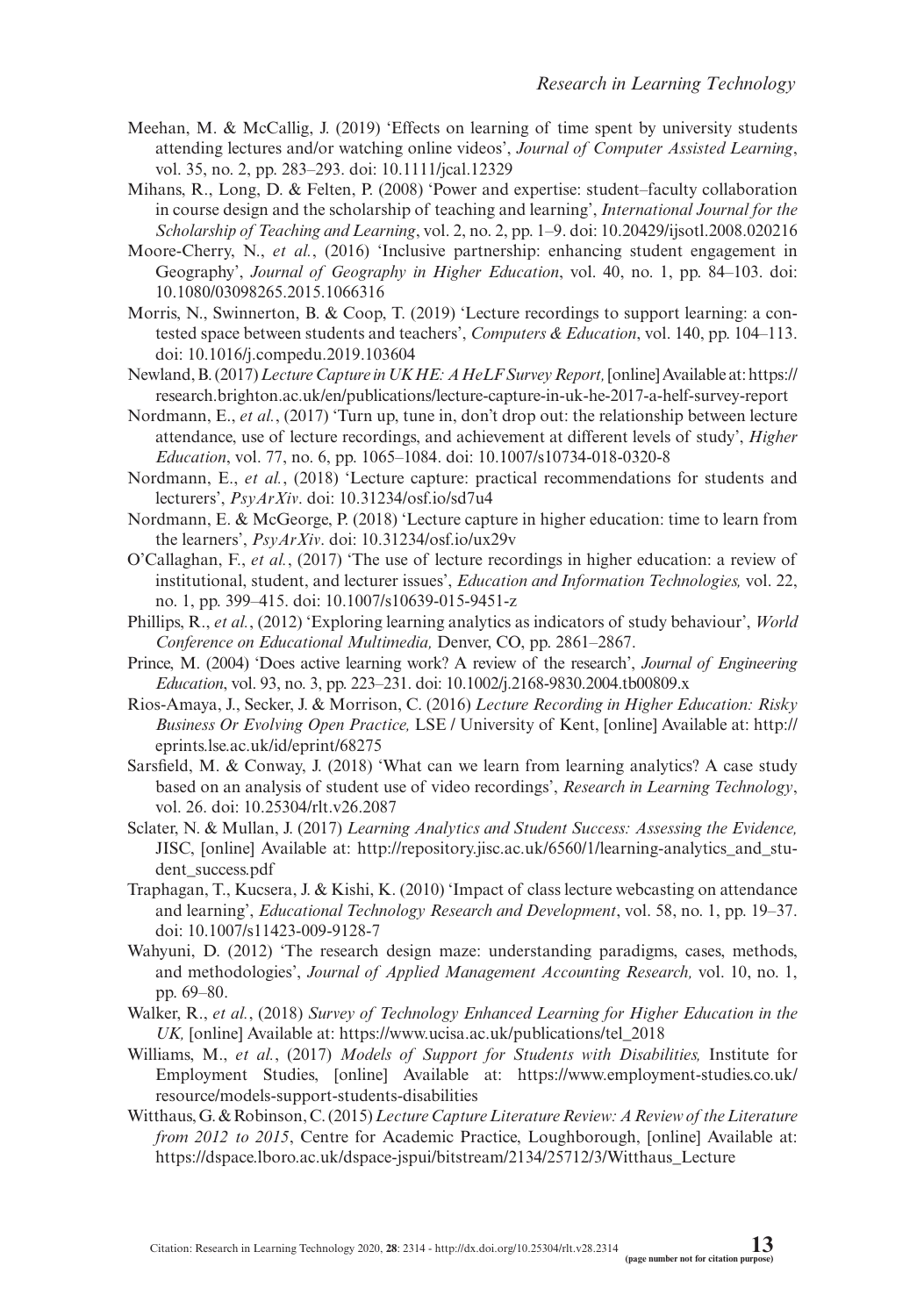Meehan, M. & McCallig, J. (2019) 'Effects on learning of time spent by university students attending lectures and/or watching online videos', *Journal of Computer Assisted Learning*, vol. 35, no. 2, pp. 283–293. doi: 10.1111/jcal.12329

Mihans, R., Long, D. & Felten, P. (2008) 'Power and expertise: student–faculty collaboration in course design and the scholarship of teaching and learning', *International Journal for the Scholarship of Teaching and Learning*, vol. 2, no. 2, pp. 1–9. doi: 10.20429/ijsotl.2008.020216

Moore-Cherry, N., *et al.*, (2016) 'Inclusive partnership: enhancing student engagement in Geography', *Journal of Geography in Higher Education*, vol. 40, no. 1, pp. 84–103. doi: 10.1080/03098265.2015.1066316

Morris, N., Swinnerton, B. & Coop, T. (2019) 'Lecture recordings to support learning: a contested space between students and teachers', *Computers & Education*, vol. 140, pp. 104–113. doi: 10.1016/j.compedu.2019.103604

Newland, B. (2017) *Lecture Capture in UK HE: A HeLF Survey Report,* [online] Available at: https://research.brighton.ac.uk/en/publications/lecture-capture-in-uk-he-2017-a-helf-survey-report

Nordmann, E., *et al.*, (2017) 'Turn up, tune in, don't drop out: the relationship between lecture attendance, use of lecture recordings, and achievement at different levels of study', *Higher Education*, vol. 77, no. 6, pp. 1065–1084. doi: 10.1007/s10734-018-0320-8

Nordmann, E., *et al.*, (2018) 'Lecture capture: practical recommendations for students and lecturers', *PsyArXiv*. doi: 10.31234/osf.io/sd7u4

Nordmann, E. & McGeorge, P. (2018) 'Lecture capture in higher education: time to learn from the learners', *PsyArXiv*. doi: 10.31234/osf.io/ux29v

O'Callaghan, F., *et al.*, (2017) 'The use of lecture recordings in higher education: a review of institutional, student, and lecturer issues', *Education and Information Technologies,* vol. 22, no. 1, pp. 399–415. doi: 10.1007/s10639-015-9451-z

Phillips, R., *et al.*, (2012) 'Exploring learning analytics as indicators of study behaviour', *World Conference on Educational Multimedia,* Denver, CO, pp. 2861–2867.

Prince, M. (2004) 'Does active learning work? A review of the research', *Journal of Engineering Education*, vol. 93, no. 3, pp. 223–231. doi: 10.1002/j.2168-9830.2004.tb00809.x

Rios-Amaya, J., Secker, J. & Morrison, C. (2016) *Lecture Recording in Higher Education: Risky Business Or Evolving Open Practice,* LSE / University of Kent, [online] Available at: http://eprints.lse.ac.uk/id/eprint/68275

Sarsfield, M. & Conway, J. (2018) 'What can we learn from learning analytics? A case study based on an analysis of student use of video recordings', *Research in Learning Technology*, vol. 26. doi: 10.25304/rlt.v26.2087

Sclater, N. & Mullan, J. (2017) *Learning Analytics and Student Success: Assessing the Evidence,* JISC, [online] Available at: http://repository.jisc.ac.uk/6560/1/learning-analytics_and_student_success.pdf

Traphagan, T., Kucsera, J. & Kishi, K. (2010) 'Impact of class lecture webcasting on attendance and learning', *Educational Technology Research and Development*, vol. 58, no. 1, pp. 19–37. doi: 10.1007/s11423-009-9128-7

Wahyuni, D. (2012) 'The research design maze: understanding paradigms, cases, methods, and methodologies', *Journal of Applied Management Accounting Research,* vol. 10, no. 1, pp. 69–80.

Walker, R., *et al.*, (2018) *Survey of Technology Enhanced Learning for Higher Education in the UK,* [online] Available at: https://www.ucisa.ac.uk/publications/tel_2018

Williams, M., *et al.*, (2017) *Models of Support for Students with Disabilities,* Institute for Employment Studies, [online] Available at: https://www.employment-studies.co.uk/resource/models-support-students-disabilities

Witthaus, G. & Robinson, C. (2015) *Lecture Capture Literature Review: A Review of the Literature from 2012 to 2015*, Centre for Academic Practice, Loughborough, [online] Available at: https://dspace.lboro.ac.uk/dspace-jspui/bitstream/2134/25712/3/Witthaus_Lecture